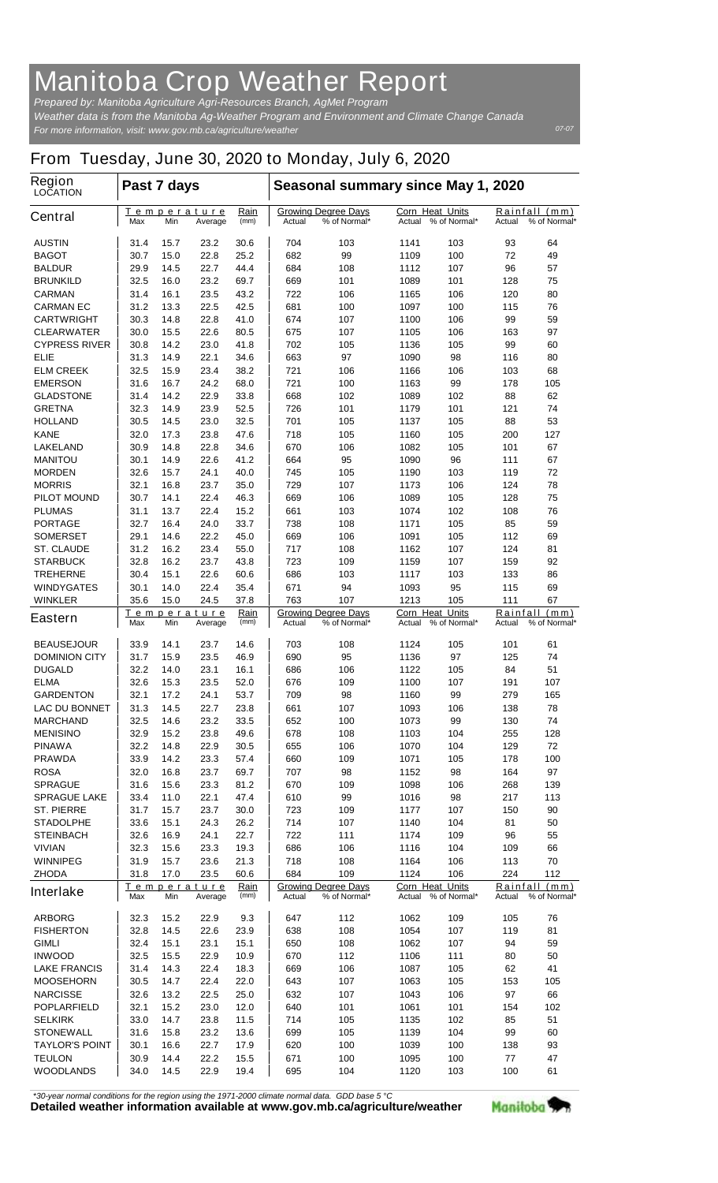# Manitoba Crop Weather Report

*Prepared by: Manitoba Agriculture Agri-Resources Branch, AgMet Program*

*Weather data is from the Manitoba Ag-Weather Program and Environment and Climate Change Canada*

*For more information, visit: www.gov.mb.ca/agriculture/weather*

*07-07*

## From Tuesday, June 30, 2020 to Monday, July 6, 2020

| Region LOCATION | Past 7 days | | | | Seasonal summary since May 1, 2020 | | | | | |
|---|---|---|---|---|---|---|---|---|---|---|
| **Central** | Temperature | | | Rain | Growing Degree Days | | Corn Heat Units | | Rainfall (mm) | |
| | Max | Min | Average | (mm) | Actual | % of Normal* | Actual | % of Normal* | Actual | % of Normal* |
| AUSTIN | 31.4 | 15.7 | 23.2 | 30.6 | 704 | 103 | 1141 | 103 | 93 | 64 |
| BAGOT | 30.7 | 15.0 | 22.8 | 25.2 | 682 | 99 | 1109 | 100 | 72 | 49 |
| BALDUR | 29.9 | 14.5 | 22.7 | 44.4 | 684 | 108 | 1112 | 107 | 96 | 57 |
| BRUNKILD | 32.5 | 16.0 | 23.2 | 69.7 | 669 | 101 | 1089 | 101 | 128 | 75 |
| CARMAN | 31.4 | 16.1 | 23.5 | 43.2 | 722 | 106 | 1165 | 106 | 120 | 80 |
| CARMAN EC | 31.2 | 13.3 | 22.5 | 42.5 | 681 | 100 | 1097 | 100 | 115 | 76 |
| CARTWRIGHT | 30.3 | 14.8 | 22.8 | 41.0 | 674 | 107 | 1100 | 106 | 99 | 59 |
| CLEARWATER | 30.0 | 15.5 | 22.6 | 80.5 | 675 | 107 | 1105 | 106 | 163 | 97 |
| CYPRESS RIVER | 30.8 | 14.2 | 23.0 | 41.8 | 702 | 105 | 1136 | 105 | 99 | 60 |
| ELIE | 31.3 | 14.9 | 22.1 | 34.6 | 663 | 97 | 1090 | 98 | 116 | 80 |
| ELM CREEK | 32.5 | 15.9 | 23.4 | 38.2 | 721 | 106 | 1166 | 106 | 103 | 68 |
| EMERSON | 31.6 | 16.7 | 24.2 | 68.0 | 721 | 100 | 1163 | 99 | 178 | 105 |
| GLADSTONE | 31.4 | 14.2 | 22.9 | 33.8 | 668 | 102 | 1089 | 102 | 88 | 62 |
| GRETNA | 32.3 | 14.9 | 23.9 | 52.5 | 726 | 101 | 1179 | 101 | 121 | 74 |
| HOLLAND | 30.5 | 14.5 | 23.0 | 32.5 | 701 | 105 | 1137 | 105 | 88 | 53 |
| KANE | 32.0 | 17.3 | 23.8 | 47.6 | 718 | 105 | 1160 | 105 | 200 | 127 |
| LAKELAND | 30.9 | 14.8 | 22.8 | 34.6 | 670 | 106 | 1082 | 105 | 101 | 67 |
| MANITOU | 30.1 | 14.9 | 22.6 | 41.2 | 664 | 95 | 1090 | 96 | 111 | 67 |
| MORDEN | 32.6 | 15.7 | 24.1 | 40.0 | 745 | 105 | 1190 | 103 | 119 | 72 |
| MORRIS | 32.1 | 16.8 | 23.7 | 35.0 | 729 | 107 | 1173 | 106 | 124 | 78 |
| PILOT MOUND | 30.7 | 14.1 | 22.4 | 46.3 | 669 | 106 | 1089 | 105 | 128 | 75 |
| PLUMAS | 31.1 | 13.7 | 22.4 | 15.2 | 661 | 103 | 1074 | 102 | 108 | 76 |
| PORTAGE | 32.7 | 16.4 | 24.0 | 33.7 | 738 | 108 | 1171 | 105 | 85 | 59 |
| SOMERSET | 29.1 | 14.6 | 22.2 | 45.0 | 669 | 106 | 1091 | 105 | 112 | 69 |
| ST. CLAUDE | 31.2 | 16.2 | 23.4 | 55.0 | 717 | 108 | 1162 | 107 | 124 | 81 |
| STARBUCK | 32.8 | 16.2 | 23.7 | 43.8 | 723 | 109 | 1159 | 107 | 159 | 92 |
| TREHERNE | 30.4 | 15.1 | 22.6 | 60.6 | 686 | 103 | 1117 | 103 | 133 | 86 |
| WINDYGATES | 30.1 | 14.0 | 22.4 | 35.4 | 671 | 94 | 1093 | 95 | 115 | 69 |
| WINKLER | 35.6 | 15.0 | 24.5 | 37.8 | 763 | 107 | 1213 | 105 | 111 | 67 |
| **Eastern** | Temperature | | | Rain | Growing Degree Days | | Corn Heat Units | | Rainfall (mm) | |
| | Max | Min | Average | (mm) | Actual | % of Normal* | Actual | % of Normal* | Actual | % of Normal* |
| BEAUSEJOUR | 33.9 | 14.1 | 23.7 | 14.6 | 703 | 108 | 1124 | 105 | 101 | 61 |
| DOMINION CITY | 31.7 | 15.9 | 23.5 | 46.9 | 690 | 95 | 1136 | 97 | 125 | 74 |
| DUGALD | 32.2 | 14.0 | 23.1 | 16.1 | 686 | 106 | 1122 | 105 | 84 | 51 |
| ELMA | 32.6 | 15.3 | 23.5 | 52.0 | 676 | 109 | 1100 | 107 | 191 | 107 |
| GARDENTON | 32.1 | 17.2 | 24.1 | 53.7 | 709 | 98 | 1160 | 99 | 279 | 165 |
| LAC DU BONNET | 31.3 | 14.5 | 22.7 | 23.8 | 661 | 107 | 1093 | 106 | 138 | 78 |
| MARCHAND | 32.5 | 14.6 | 23.2 | 33.5 | 652 | 100 | 1073 | 99 | 130 | 74 |
| MENISINO | 32.9 | 15.2 | 23.8 | 49.6 | 678 | 108 | 1103 | 104 | 255 | 128 |
| PINAWA | 32.2 | 14.8 | 22.9 | 30.5 | 655 | 106 | 1070 | 104 | 129 | 72 |
| PRAWDA | 33.9 | 14.2 | 23.3 | 57.4 | 660 | 109 | 1071 | 105 | 178 | 100 |
| ROSA | 32.0 | 16.8 | 23.7 | 69.7 | 707 | 98 | 1152 | 98 | 164 | 97 |
| SPRAGUE | 31.6 | 15.6 | 23.3 | 81.2 | 670 | 109 | 1098 | 106 | 268 | 139 |
| SPRAGUE LAKE | 33.4 | 11.0 | 22.1 | 47.4 | 610 | 99 | 1016 | 98 | 217 | 113 |
| ST. PIERRE | 31.7 | 15.7 | 23.7 | 30.0 | 723 | 109 | 1177 | 107 | 150 | 90 |
| STADOLPHE | 33.6 | 15.1 | 24.3 | 26.2 | 714 | 107 | 1140 | 104 | 81 | 50 |
| STEINBACH | 32.6 | 16.9 | 24.1 | 22.7 | 722 | 111 | 1174 | 109 | 96 | 55 |
| VIVIAN | 32.3 | 15.6 | 23.3 | 19.3 | 686 | 106 | 1116 | 104 | 109 | 66 |
| WINNIPEG | 31.9 | 15.7 | 23.6 | 21.3 | 718 | 108 | 1164 | 106 | 113 | 70 |
| ZHODA | 31.8 | 17.0 | 23.5 | 60.6 | 684 | 109 | 1124 | 106 | 224 | 112 |
| **Interlake** | Temperature | | | Rain | Growing Degree Days | | Corn Heat Units | | Rainfall (mm) | |
| | Max | Min | Average | (mm) | Actual | % of Normal* | Actual | % of Normal* | Actual | % of Normal* |
| ARBORG | 32.3 | 15.2 | 22.9 | 9.3 | 647 | 112 | 1062 | 109 | 105 | 76 |
| FISHERTON | 32.8 | 14.5 | 22.6 | 23.9 | 638 | 108 | 1054 | 107 | 119 | 81 |
| GIMLI | 32.4 | 15.1 | 23.1 | 15.1 | 650 | 108 | 1062 | 107 | 94 | 59 |
| INWOOD | 32.5 | 15.5 | 22.9 | 10.9 | 670 | 112 | 1106 | 111 | 80 | 50 |
| LAKE FRANCIS | 31.4 | 14.3 | 22.4 | 18.3 | 669 | 106 | 1087 | 105 | 62 | 41 |
| MOOSEHORN | 30.5 | 14.7 | 22.4 | 22.0 | 643 | 107 | 1063 | 105 | 153 | 105 |
| NARCISSE | 32.6 | 13.2 | 22.5 | 25.0 | 632 | 107 | 1043 | 106 | 97 | 66 |
| POPLARFIELD | 32.1 | 15.2 | 23.0 | 12.0 | 640 | 101 | 1061 | 101 | 154 | 102 |
| SELKIRK | 33.0 | 14.7 | 23.8 | 11.5 | 714 | 105 | 1135 | 102 | 85 | 51 |
| STONEWALL | 31.6 | 15.8 | 23.2 | 13.6 | 699 | 105 | 1139 | 104 | 99 | 60 |
| TAYLOR'S POINT | 30.1 | 16.6 | 22.7 | 17.9 | 620 | 100 | 1039 | 100 | 138 | 93 |
| TEULON | 30.9 | 14.4 | 22.2 | 15.5 | 671 | 100 | 1095 | 100 | 77 | 47 |
| WOODLANDS | 34.0 | 14.5 | 22.9 | 19.4 | 695 | 104 | 1120 | 103 | 100 | 61 |

*\*30-year normal conditions for the region using the 1971-2000 climate normal data. GDD base 5 °C*

**Detailed weather information available at www.gov.mb.ca/agriculture/weather**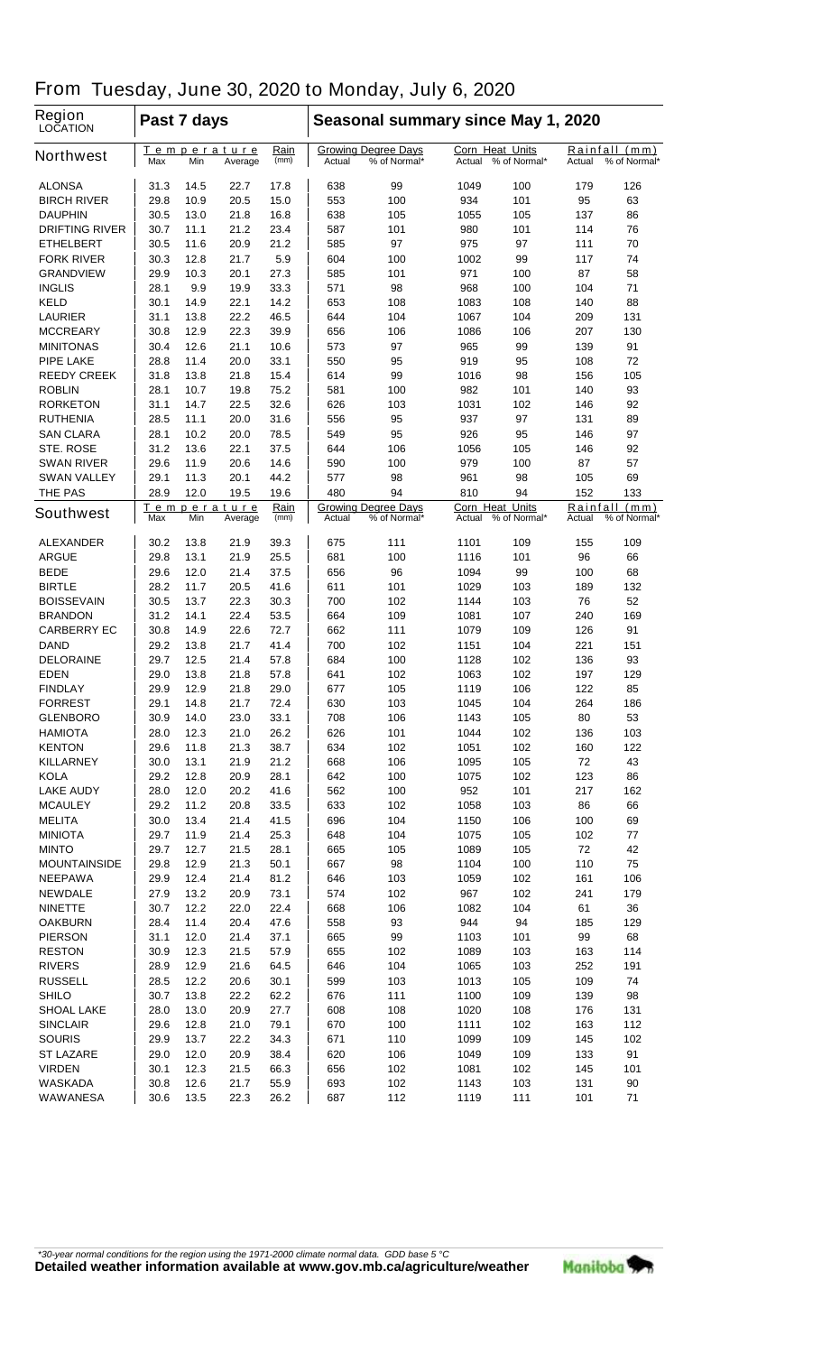# From Tuesday, June 30, 2020 to Monday, July 6, 2020

| Region LOCATION | Past 7 days | | | | Seasonal summary since May 1, 2020 | | | | | |
|---|---|---|---|---|---|---|---|---|---|---|
| **Northwest** | Temperature | | | Rain | Growing Degree Days | | Corn Heat Units | | Rainfall (mm) | |
| | Max | Min | Average | (mm) | Actual | % of Normal* | Actual | % of Normal* | Actual | % of Normal* |
| ALONSA | 31.3 | 14.5 | 22.7 | 17.8 | 638 | 99 | 1049 | 100 | 179 | 126 |
| BIRCH RIVER | 29.8 | 10.9 | 20.5 | 15.0 | 553 | 100 | 934 | 101 | 95 | 63 |
| DAUPHIN | 30.5 | 13.0 | 21.8 | 16.8 | 638 | 105 | 1055 | 105 | 137 | 86 |
| DRIFTING RIVER | 30.7 | 11.1 | 21.2 | 23.4 | 587 | 101 | 980 | 101 | 114 | 76 |
| ETHELBERT | 30.5 | 11.6 | 20.9 | 21.2 | 585 | 97 | 975 | 97 | 111 | 70 |
| FORK RIVER | 30.3 | 12.8 | 21.7 | 5.9 | 604 | 100 | 1002 | 99 | 117 | 74 |
| GRANDVIEW | 29.9 | 10.3 | 20.1 | 27.3 | 585 | 101 | 971 | 100 | 87 | 58 |
| INGLIS | 28.1 | 9.9 | 19.9 | 33.3 | 571 | 98 | 968 | 100 | 104 | 71 |
| KELD | 30.1 | 14.9 | 22.1 | 14.2 | 653 | 108 | 1083 | 108 | 140 | 88 |
| LAURIER | 31.1 | 13.8 | 22.2 | 46.5 | 644 | 104 | 1067 | 104 | 209 | 131 |
| MCCREARY | 30.8 | 12.9 | 22.3 | 39.9 | 656 | 106 | 1086 | 106 | 207 | 130 |
| MINITONAS | 30.4 | 12.6 | 21.1 | 10.6 | 573 | 97 | 965 | 99 | 139 | 91 |
| PIPE LAKE | 28.8 | 11.4 | 20.0 | 33.1 | 550 | 95 | 919 | 95 | 108 | 72 |
| REEDY CREEK | 31.8 | 13.8 | 21.8 | 15.4 | 614 | 99 | 1016 | 98 | 156 | 105 |
| ROBLIN | 28.1 | 10.7 | 19.8 | 75.2 | 581 | 100 | 982 | 101 | 140 | 93 |
| RORKETON | 31.1 | 14.7 | 22.5 | 32.6 | 626 | 103 | 1031 | 102 | 146 | 92 |
| RUTHENIA | 28.5 | 11.1 | 20.0 | 31.6 | 556 | 95 | 937 | 97 | 131 | 89 |
| SAN CLARA | 28.1 | 10.2 | 20.0 | 78.5 | 549 | 95 | 926 | 95 | 146 | 97 |
| STE. ROSE | 31.2 | 13.6 | 22.1 | 37.5 | 644 | 106 | 1056 | 105 | 146 | 92 |
| SWAN RIVER | 29.6 | 11.9 | 20.6 | 14.6 | 590 | 100 | 979 | 100 | 87 | 57 |
| SWAN VALLEY | 29.1 | 11.3 | 20.1 | 44.2 | 577 | 98 | 961 | 98 | 105 | 69 |
| THE PAS | 28.9 | 12.0 | 19.5 | 19.6 | 480 | 94 | 810 | 94 | 152 | 133 |
| **Southwest** | Temperature | | | Rain | Growing Degree Days | | Corn Heat Units | | Rainfall (mm) | |
| | Max | Min | Average | (mm) | Actual | % of Normal* | Actual | % of Normal* | Actual | % of Normal* |
| ALEXANDER | 30.2 | 13.8 | 21.9 | 39.3 | 675 | 111 | 1101 | 109 | 155 | 109 |
| ARGUE | 29.8 | 13.1 | 21.9 | 25.5 | 681 | 100 | 1116 | 101 | 96 | 66 |
| BEDE | 29.6 | 12.0 | 21.4 | 37.5 | 656 | 96 | 1094 | 99 | 100 | 68 |
| BIRTLE | 28.2 | 11.7 | 20.5 | 41.6 | 611 | 101 | 1029 | 103 | 189 | 132 |
| BOISSEVAIN | 30.5 | 13.7 | 22.3 | 30.3 | 700 | 102 | 1144 | 103 | 76 | 52 |
| BRANDON | 31.2 | 14.1 | 22.4 | 53.5 | 664 | 109 | 1081 | 107 | 240 | 169 |
| CARBERRY EC | 30.8 | 14.9 | 22.6 | 72.7 | 662 | 111 | 1079 | 109 | 126 | 91 |
| DAND | 29.2 | 13.8 | 21.7 | 41.4 | 700 | 102 | 1151 | 104 | 221 | 151 |
| DELORAINE | 29.7 | 12.5 | 21.4 | 57.8 | 684 | 100 | 1128 | 102 | 136 | 93 |
| EDEN | 29.0 | 13.8 | 21.8 | 57.8 | 641 | 102 | 1063 | 102 | 197 | 129 |
| FINDLAY | 29.9 | 12.9 | 21.8 | 29.0 | 677 | 105 | 1119 | 106 | 122 | 85 |
| FORREST | 29.1 | 14.8 | 21.7 | 72.4 | 630 | 103 | 1045 | 104 | 264 | 186 |
| GLENBORO | 30.9 | 14.0 | 23.0 | 33.1 | 708 | 106 | 1143 | 105 | 80 | 53 |
| HAMIOTA | 28.0 | 12.3 | 21.0 | 26.2 | 626 | 101 | 1044 | 102 | 136 | 103 |
| KENTON | 29.6 | 11.8 | 21.3 | 38.7 | 634 | 102 | 1051 | 102 | 160 | 122 |
| KILLARNEY | 30.0 | 13.1 | 21.9 | 21.2 | 668 | 106 | 1095 | 105 | 72 | 43 |
| KOLA | 29.2 | 12.8 | 20.9 | 28.1 | 642 | 100 | 1075 | 102 | 123 | 86 |
| LAKE AUDY | 28.0 | 12.0 | 20.2 | 41.6 | 562 | 100 | 952 | 101 | 217 | 162 |
| MCAULEY | 29.2 | 11.2 | 20.8 | 33.5 | 633 | 102 | 1058 | 103 | 86 | 66 |
| MELITA | 30.0 | 13.4 | 21.4 | 41.5 | 696 | 104 | 1150 | 106 | 100 | 69 |
| MINIOTA | 29.7 | 11.9 | 21.4 | 25.3 | 648 | 104 | 1075 | 105 | 102 | 77 |
| MINTO | 29.7 | 12.7 | 21.5 | 28.1 | 665 | 105 | 1089 | 105 | 72 | 42 |
| MOUNTAINSIDE | 29.8 | 12.9 | 21.3 | 50.1 | 667 | 98 | 1104 | 100 | 110 | 75 |
| NEEPAWA | 29.9 | 12.4 | 21.4 | 81.2 | 646 | 103 | 1059 | 102 | 161 | 106 |
| NEWDALE | 27.9 | 13.2 | 20.9 | 73.1 | 574 | 102 | 967 | 102 | 241 | 179 |
| NINETTE | 30.7 | 12.2 | 22.0 | 22.4 | 668 | 106 | 1082 | 104 | 61 | 36 |
| OAKBURN | 28.4 | 11.4 | 20.4 | 47.6 | 558 | 93 | 944 | 94 | 185 | 129 |
| PIERSON | 31.1 | 12.0 | 21.4 | 37.1 | 665 | 99 | 1103 | 101 | 99 | 68 |
| RESTON | 30.9 | 12.3 | 21.5 | 57.9 | 655 | 102 | 1089 | 103 | 163 | 114 |
| RIVERS | 28.9 | 12.9 | 21.6 | 64.5 | 646 | 104 | 1065 | 103 | 252 | 191 |
| RUSSELL | 28.5 | 12.2 | 20.6 | 30.1 | 599 | 103 | 1013 | 105 | 109 | 74 |
| SHILO | 30.7 | 13.8 | 22.2 | 62.2 | 676 | 111 | 1100 | 109 | 139 | 98 |
| SHOAL LAKE | 28.0 | 13.0 | 20.9 | 27.7 | 608 | 108 | 1020 | 108 | 176 | 131 |
| SINCLAIR | 29.6 | 12.8 | 21.0 | 79.1 | 670 | 100 | 1111 | 102 | 163 | 112 |
| SOURIS | 29.9 | 13.7 | 22.2 | 34.3 | 671 | 110 | 1099 | 109 | 145 | 102 |
| ST LAZARE | 29.0 | 12.0 | 20.9 | 38.4 | 620 | 106 | 1049 | 109 | 133 | 91 |
| VIRDEN | 30.1 | 12.3 | 21.5 | 66.3 | 656 | 102 | 1081 | 102 | 145 | 101 |
| WASKADA | 30.8 | 12.6 | 21.7 | 55.9 | 693 | 102 | 1143 | 103 | 131 | 90 |
| WAWANESA | 30.6 | 13.5 | 22.3 | 26.2 | 687 | 112 | 1119 | 111 | 101 | 71 |

*30-year normal conditions for the region using the 1971-2000 climate normal data. GDD base 5 °C

**Detailed weather information available at www.gov.mb.ca/agriculture/weather**

Manitoba